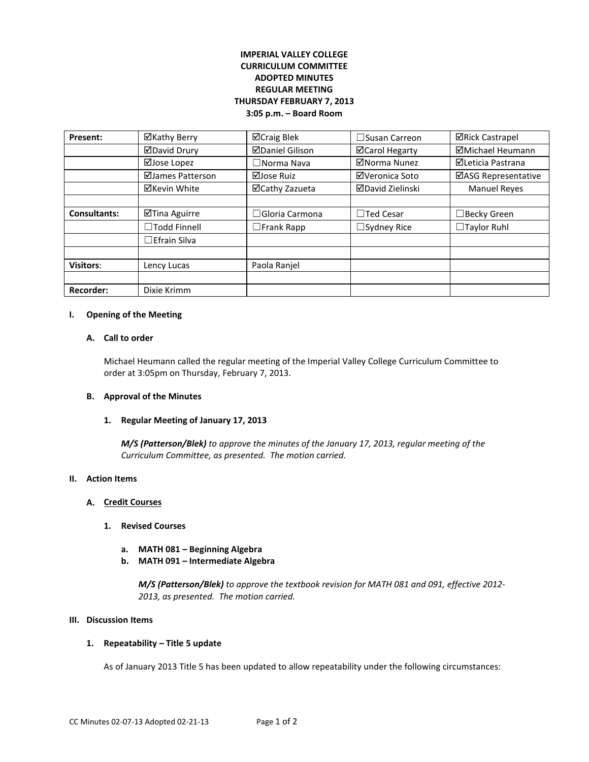**IMPERIAL VALLEY COLLEGE**
**CURRICULUM COMMITTEE**
**ADOPTED MINUTES**
**REGULAR MEETING**
**THURSDAY FEBRUARY 7, 2013**
**3:05 p.m. – Board Room**

| **Present:** | ☑Kathy Berry | ☑Craig Blek | ☐Susan Carreon | ☑Rick Castrapel |
|---|---|---|---|---|
| | ☑David Drury | ☑Daniel Gilison | ☑Carol Hegarty | ☑Michael Heumann |
| | ☑Jose Lopez | ☐Norma Nava | ☑Norma Nunez | ☑Leticia Pastrana |
| | ☑James Patterson | ☑Jose Ruiz | ☑Veronica Soto | ☑ASG Representative |
| | ☑Kevin White | ☑Cathy Zazueta | ☑David Zielinski | Manuel Reyes |
| | | | | |
| **Consultants:** | ☑Tina Aguirre | ☐Gloria Carmona | ☐Ted Cesar | ☐Becky Green |
| | ☐Todd Finnell | ☐Frank Rapp | ☐Sydney Rice | ☐Taylor Ruhl |
| | ☐Efrain Silva | | | |
| | | | | |
| **Visitors**: | Lency Lucas | Paola Ranjel | | |
| | | | | |
| **Recorder:** | Dixie Krimm | | | |

## I. Opening of the Meeting

### A. Call to order

Michael Heumann called the regular meeting of the Imperial Valley College Curriculum Committee to order at 3:05pm on Thursday, February 7, 2013.

### B. Approval of the Minutes

#### 1. Regular Meeting of January 17, 2013

***M/S (Patterson/Blek)*** *to approve the minutes of the January 17, 2013, regular meeting of the Curriculum Committee, as presented. The motion carried.*

## II. Action Items

### A. Credit Courses

#### 1. Revised Courses

**a. MATH 081 – Beginning Algebra**
**b. MATH 091 – Intermediate Algebra**

***M/S (Patterson/Blek)*** *to approve the textbook revision for MATH 081 and 091, effective 2012-2013, as presented. The motion carried.*

## III. Discussion Items

### 1. Repeatability – Title 5 update

As of January 2013 Title 5 has been updated to allow repeatability under the following circumstances: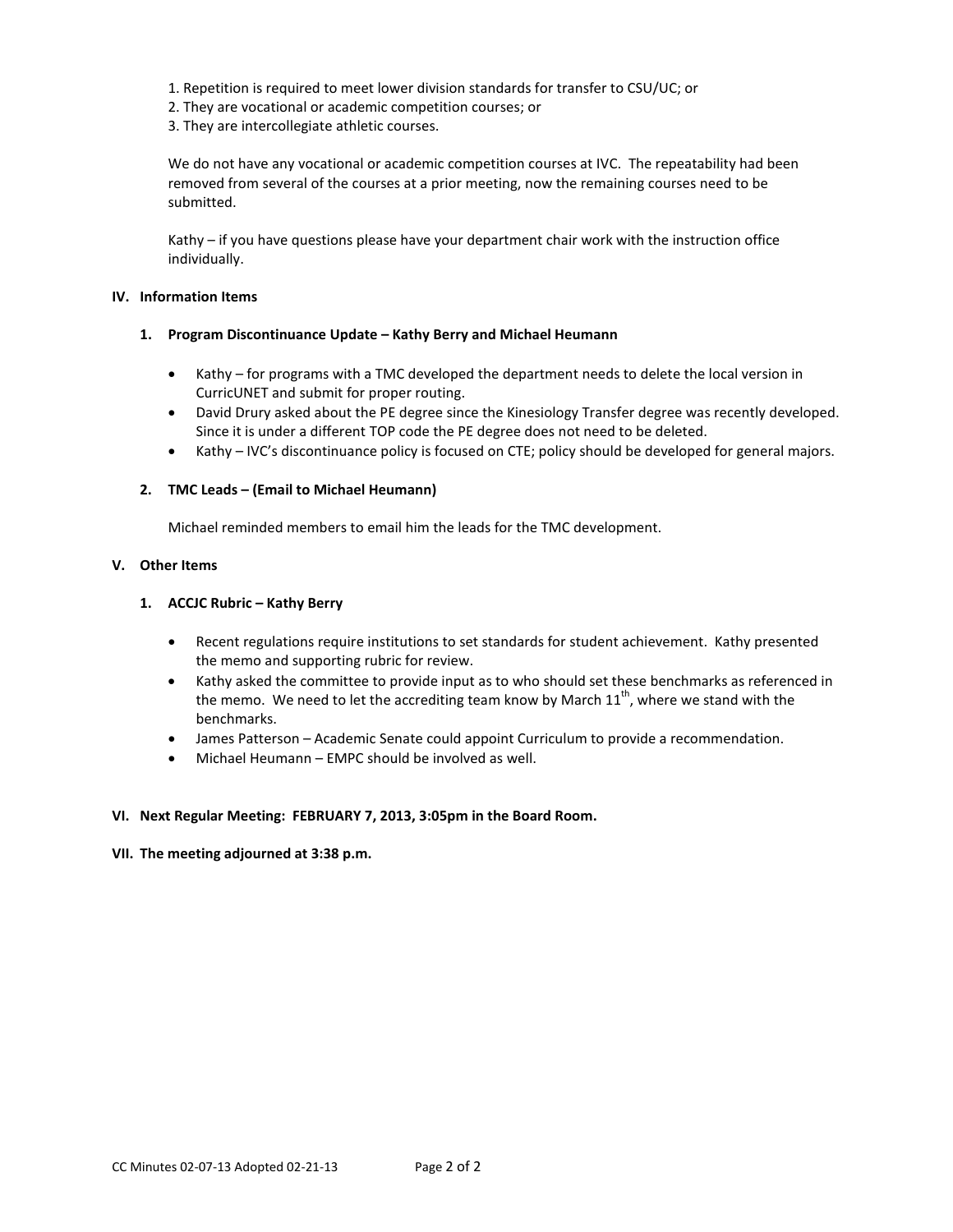1. Repetition is required to meet lower division standards for transfer to CSU/UC; or
2. They are vocational or academic competition courses; or
3. They are intercollegiate athletic courses.

We do not have any vocational or academic competition courses at IVC. The repeatability had been removed from several of the courses at a prior meeting, now the remaining courses need to be submitted.

Kathy – if you have questions please have your department chair work with the instruction office individually.

## IV. Information Items

### 1. Program Discontinuance Update – Kathy Berry and Michael Heumann

- Kathy – for programs with a TMC developed the department needs to delete the local version in CurricUNET and submit for proper routing.
- David Drury asked about the PE degree since the Kinesiology Transfer degree was recently developed. Since it is under a different TOP code the PE degree does not need to be deleted.
- Kathy – IVC's discontinuance policy is focused on CTE; policy should be developed for general majors.

### 2. TMC Leads – (Email to Michael Heumann)

Michael reminded members to email him the leads for the TMC development.

## V. Other Items

### 1. ACCJC Rubric – Kathy Berry

- Recent regulations require institutions to set standards for student achievement. Kathy presented the memo and supporting rubric for review.
- Kathy asked the committee to provide input as to who should set these benchmarks as referenced in the memo. We need to let the accrediting team know by March 11th, where we stand with the benchmarks.
- James Patterson – Academic Senate could appoint Curriculum to provide a recommendation.
- Michael Heumann – EMPC should be involved as well.

## VI. Next Regular Meeting: FEBRUARY 7, 2013, 3:05pm in the Board Room.

## VII. The meeting adjourned at 3:38 p.m.